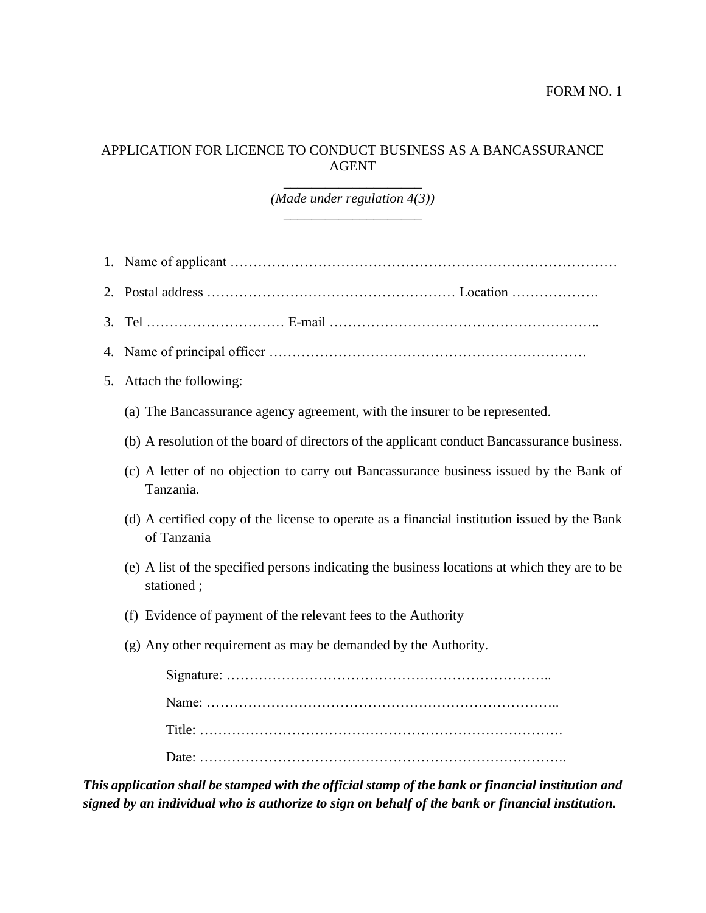FORM NO. 1

## APPLICATION FOR LICENCE TO CONDUCT BUSINESS AS A BANCASSURANCE AGENT

---

*(Made under regulation 4(3))*

---

1. Name of applicant …………………………………………………………………………
2. Postal address ……………………………………………… Location ……………….
3. Tel ………………………… E-mail ………………………………………………..
4. Name of principal officer ……………………………………………………………
5. Attach the following:

   (a) The Bancassurance agency agreement, with the insurer to be represented.

   (b) A resolution of the board of directors of the applicant conduct Bancassurance business.

   (c) A letter of no objection to carry out Bancassurance business issued by the Bank of Tanzania.

   (d) A certified copy of the license to operate as a financial institution issued by the Bank of Tanzania

   (e) A list of the specified persons indicating the business locations at which they are to be stationed ;

   (f) Evidence of payment of the relevant fees to the Authority

   (g) Any other requirement as may be demanded by the Authority.

Signature: …………………………………………………………..

Name: ………………………………………………………………..

Title: ……………………………………………………………………….

Date: ………………………………………………………………………..

***This application shall be stamped with the official stamp of the bank or financial institution and signed by an individual who is authorize to sign on behalf of the bank or financial institution.***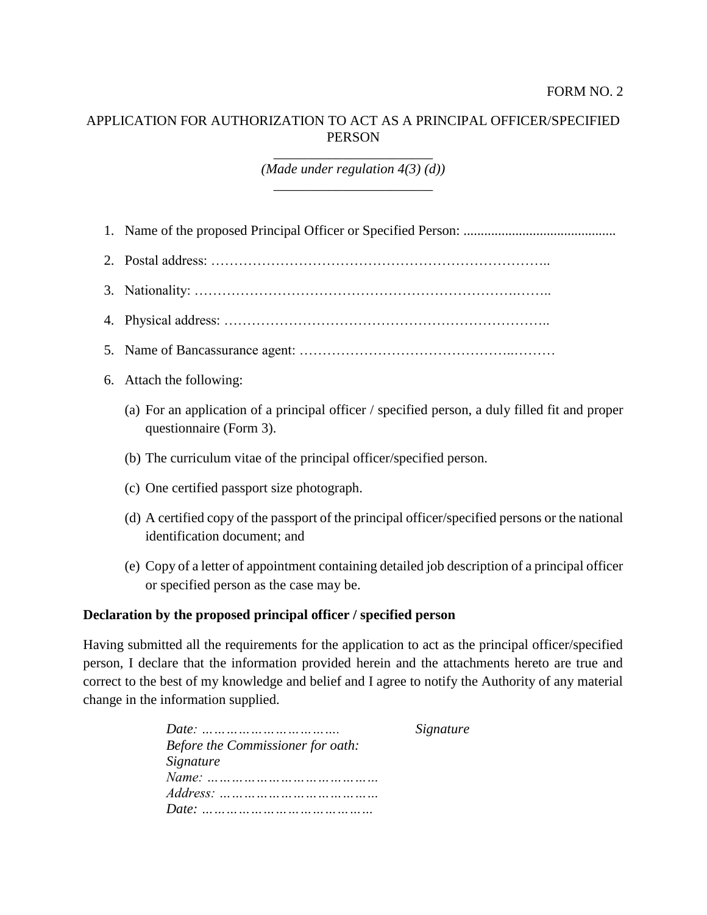FORM NO. 2

APPLICATION FOR AUTHORIZATION TO ACT AS A PRINCIPAL OFFICER/SPECIFIED PERSON

*(Made under regulation 4(3) (d))*

1. Name of the proposed Principal Officer or Specified Person: ...........................................
2. Postal address: ………………………………………………………………..
3. Nationality: ……………………………………………………….……..
4. Physical address: ……………………………………………………………..
5. Name of Bancassurance agent: ……………………………………..………
6. Attach the following:
   (a) For an application of a principal officer / specified person, a duly filled fit and proper questionnaire (Form 3).
   (b) The curriculum vitae of the principal officer/specified person.
   (c) One certified passport size photograph.
   (d) A certified copy of the passport of the principal officer/specified persons or the national identification document; and
   (e) Copy of a letter of appointment containing detailed job description of a principal officer or specified person as the case may be.

**Declaration by the proposed principal officer / specified person**

Having submitted all the requirements for the application to act as the principal officer/specified person, I declare that the information provided herein and the attachments hereto are true and correct to the best of my knowledge and belief and I agree to notify the Authority of any material change in the information supplied.

*Date: …………………………….* *Signature*
*Before the Commissioner for oath:*
*Signature*
*Name: ……………………………………*
*Address: …………………………………*
*Date: ……………………………………*